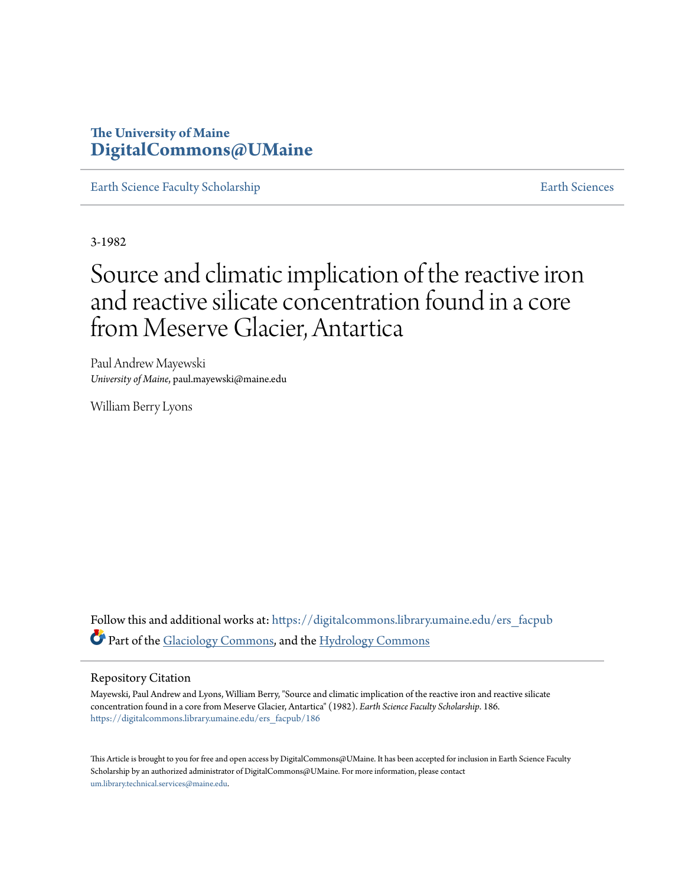# The University of Maine
## DigitalCommons@UMaine

Earth Science Faculty Scholarship | Earth Sciences

3-1982

# Source and climatic implication of the reactive iron and reactive silicate concentration found in a core from Meserve Glacier, Antartica

Paul Andrew Mayewski
*University of Maine*, paul.mayewski@maine.edu

William Berry Lyons

Follow this and additional works at: https://digitalcommons.library.umaine.edu/ers_facpub

Part of the Glaciology Commons, and the Hydrology Commons

### Repository Citation

Mayewski, Paul Andrew and Lyons, William Berry, "Source and climatic implication of the reactive iron and reactive silicate concentration found in a core from Meserve Glacier, Antartica" (1982). *Earth Science Faculty Scholarship*. 186.
https://digitalcommons.library.umaine.edu/ers_facpub/186

This Article is brought to you for free and open access by DigitalCommons@UMaine. It has been accepted for inclusion in Earth Science Faculty Scholarship by an authorized administrator of DigitalCommons@UMaine. For more information, please contact um.library.technical.services@maine.edu.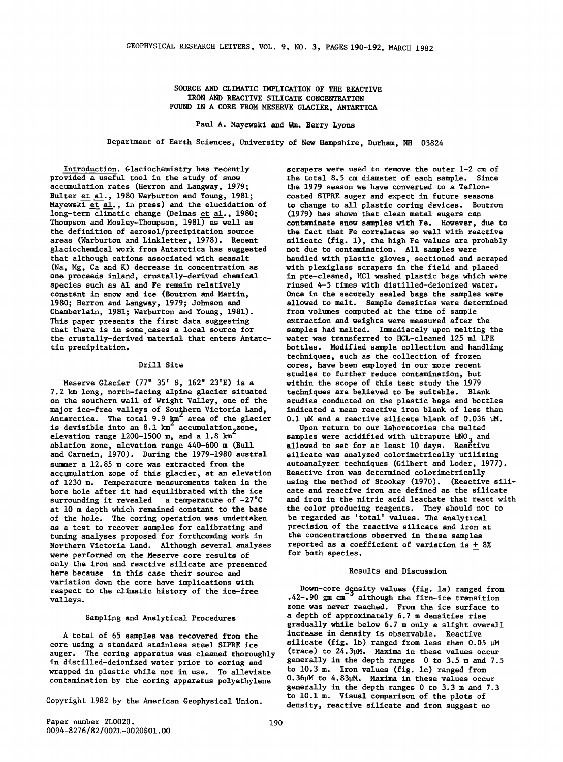# SOURCE AND CLIMATIC IMPLICATION OF THE REACTIVE IRON AND REACTIVE SILICATE CONCENTRATION FOUND IN A CORE FROM MESERVE GLACIER, ANTARTICA

Paul A. Mayewski and Wm. Berry Lyons

Department of Earth Sciences, University of New Hampshire, Durham, NH 03824

Introduction. Glaciochemistry has recently provided a useful tool in the study of snow accumulation rates (Herron and Langway, 1979; Bulter *et al.*, 1980 Warburton and Young, 1981; Mayewski *et al.*, in press) and the elucidation of long-term climatic change (Delmas *et al.*, 1980; Thompson and Mosley-Thompson, 1981) as well as the definition of aerosol/precipitation source areas (Warburton and Linkletter, 1978). Recent glaciochemical work from Antarctica has suggested that although cations associated with seasalt (Na, Mg, Ca and K) decrease in concentration as one proceeds inland, crustally-derived chemical species such as Al and Fe remain relatively constant in snow and ice (Boutron and Martin, 1980; Herron and Langway, 1979; Johnson and Chamberlain, 1981; Warburton and Young, 1981). This paper presents the first data suggesting that there is in some cases a local source for the crustally-derived material that enters Antarctic precipitation.

## Drill Site

Meserve Glacier (77° 35' S, 162° 23'E) is a 7.2 km long, north-facing alpine glacier situated on the southern wall of Wright Valley, one of the major ice-free valleys of Southern Victoria Land, Antarctica. The total 9.9 $km^2$ area of the glacier is devisible into an 8.1 $km^2$ accumulation zone, elevation range 1200-1500 m, and a 1.8 $km^2$ ablation zone, elevation range 440-600 m (Bull and Carnein, 1970). During the 1979-1980 austral summer a 12.85 m core was extracted from the accumulation zone of this glacier, at an elevation of 1230 m. Temperature measurements taken in the bore hole after it had equilibrated with the ice surrounding it revealed a temperature of -27°C at 10 m depth which remained constant to the base of the hole. The coring operation was undertaken as a test to recover samples for calibrating and tuning analyses proposed for forthcoming work in Northern Victoria Land. Although several analyses were performed on the Meserve core results of only the iron and reactive silicate are presented here because in this case their source and variation down the core have implications with respect to the climatic history of the ice-free valleys.

## Sampling and Analytical Procedures

A total of 65 samples was recovered from the core using a standard stainless steel SIPRE ice auger. The coring apparatus was cleaned thoroughly in distilled-deionized water prior to coring and wrapped in plastic while not in use. To alleviate contamination by the coring apparatus polyethylene scrapers were used to remove the outer 1-2 cm of the total 8.5 cm diameter of each sample. Since the 1979 season we have converted to a Teflon-coated SIPRE auger and expect in future seasons to change to all plastic coring devices. Boutron (1979) has shown that clean metal augers can contaminate snow samples with Fe. However, due to the fact that Fe correlates so well with reactive silicate (fig. 1), the high Fe values are probably not due to contamination. All samples were handled with plastic gloves, sectioned and scraped with plexiglass scrapers in the field and placed in pre-cleaned, HCl washed plastic bags which were rinsed 4-5 times with distilled-deionized water. Once in the securely sealed bags the samples were allowed to melt. Sample densities were determined from volumes computed at the time of sample extraction and weights were measured after the samples had melted. Immediately upon melting the water was transferred to HCL-cleaned 125 ml LPE bottles. Modified sample collection and handling techniques, such as the collection of frozen cores, have been employed in our more recent studies to further reduce contamination, but within the scope of this test study the 1979 techniques are believed to be suitable. Blank studies conducted on the plastic bags and bottles indicated a mean reactive iron blank of less than 0.1 μM and a reactive silicate blank of 0.036 μM.

Upon return to our laboratories the melted samples were acidified with ultrapure $HNO_3$ and allowed to set for at least 10 days. Reactive silicate was analyzed colorimetrically utilizing autoanalyzer techniques (Gilbert and Loder, 1977). Reactive iron was determined colorimetrically using the method of Stookey (1970). (Reactive silicate and reactive iron are defined as the silicate and iron in the nitric acid leachate that react with the color producing reagents. They should not to be regarded as 'total' values. The analytical precision of the reactive silicate and iron at the concentrations observed in these samples reported as a coefficient of variation is ± 8% for both species.

## Results and Discussion

Down-core density values (fig. 1a) ranged from .42-.90 gm $cm^{-3}$ although the firn-ice transition zone was never reached. From the ice surface to a depth of approximately 6.7 m densities rise gradually while below 6.7 m only a slight overall increase in density is observable. Reactive silicate (fig. 1b) ranged from less than 0.05 μM (trace) to 24.3μM. Maxima in these values occur generally in the depth ranges 0 to 3.5 m and 7.5 to 10.3 m. Iron values (fig. 1c) ranged from 0.36μM to 4.83μM. Maxima in these values occur generally in the depth ranges 0 to 3.3 m and 7.3 to 10.1 m. Visual comparison of the plots of density, reactive silicate and iron suggest no

Copyright 1982 by the American Geophysical Union.

Paper number 2L0020.
0094-8276/82/002L-0020$01.00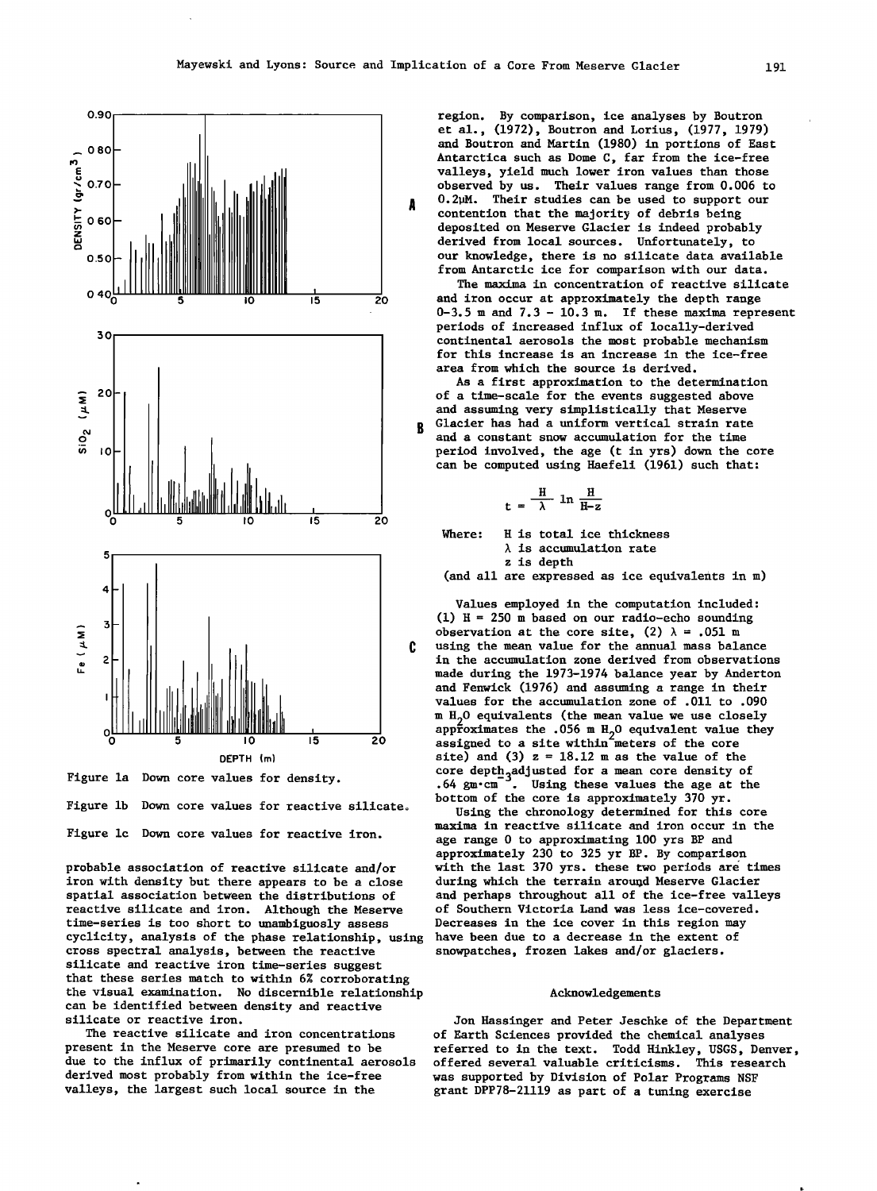Figure 1a Down core values for density.

Figure 1b Down core values for reactive silicate.

Figure 1c Down core values for reactive iron.

probable association of reactive silicate and/or iron with density but there appears to be a close spatial association between the distributions of reactive silicate and iron. Although the Meserve time-series is too short to unambiguously assess cyclicity, analysis of the phase relationship, using cross spectral analysis, between the reactive silicate and reactive iron time-series suggest that these series match to within 6% corroborating the visual examination. No discernible relationship can be identified between density and reactive silicate or reactive iron.

The reactive silicate and iron concentrations present in the Meserve core are presumed to be due to the influx of primarily continental aerosols derived most probably from within the ice-free valleys, the largest such local source in the region. By comparison, ice analyses by Boutron et al., (1972), Boutron and Lorius, (1977, 1979) and Boutron and Martin (1980) in portions of East Antarctica such as Dome C, far from the ice-free valleys, yield much lower iron values than those observed by us. Their values range from 0.006 to 0.2μM. Their studies can be used to support our contention that the majority of debris being deposited on Meserve Glacier is indeed probably derived from local sources. Unfortunately, to our knowledge, there is no silicate data available from Antarctic ice for comparison with our data.

The maxima in concentration of reactive silicate and iron occur at approximately the depth range 0-3.5 m and 7.3 - 10.3 m. If these maxima represent periods of increased influx of locally-derived continental aerosols the most probable mechanism for this increase is an increase in the ice-free area from which the source is derived.

As a first approximation to the determination of a time-scale for the events suggested above and assuming very simplistically that Meserve Glacier has had a uniform vertical strain rate and a constant snow accumulation for the time period involved, the age (t in yrs) down the core can be computed using Haefeli (1961) such that:

$$t = \frac{H}{\lambda} \ln \frac{H}{H-z}$$

Where: $H$ is total ice thickness
$\lambda$ is accumulation rate
$z$ is depth
(and all are expressed as ice equivalents in m)

Values employed in the computation included: (1) $H = 250$ m based on our radio-echo sounding observation at the core site, (2) $\lambda = .051$ m using the mean value for the annual mass balance in the accumulation zone derived from observations made during the 1973-1974 balance year by Anderton and Fenwick (1976) and assuming a range in their values for the accumulation zone of .011 to .090 m $H_2O$ equivalents (the mean value we use closely approximates the .056 m $H_2O$ equivalent value they assigned to a site within meters of the core site) and (3) $z = 18.12$ m as the value of the core depth adjusted for a mean core density of .64 $gm \cdot cm^{-3}$. Using these values the age at the bottom of the core is approximately 370 yr.

Using the chronology determined for this core maxima in reactive silicate and iron occur in the age range 0 to approximating 100 yrs BP and approximately 230 to 325 yr BP. By comparison with the last 370 yrs. these two periods are times during which the terrain around Meserve Glacier and perhaps throughout all of the ice-free valleys of Southern Victoria Land was less ice-covered. Decreases in the ice cover in this region may have been due to a decrease in the extent of snowpatches, frozen lakes and/or glaciers.

## Acknowledgements

Jon Hassinger and Peter Jeschke of the Department of Earth Sciences provided the chemical analyses referred to in the text. Todd Hinkley, USGS, Denver, offered several valuable criticisms. This research was supported by Division of Polar Programs NSF grant DPP78-21119 as part of a tuning exercise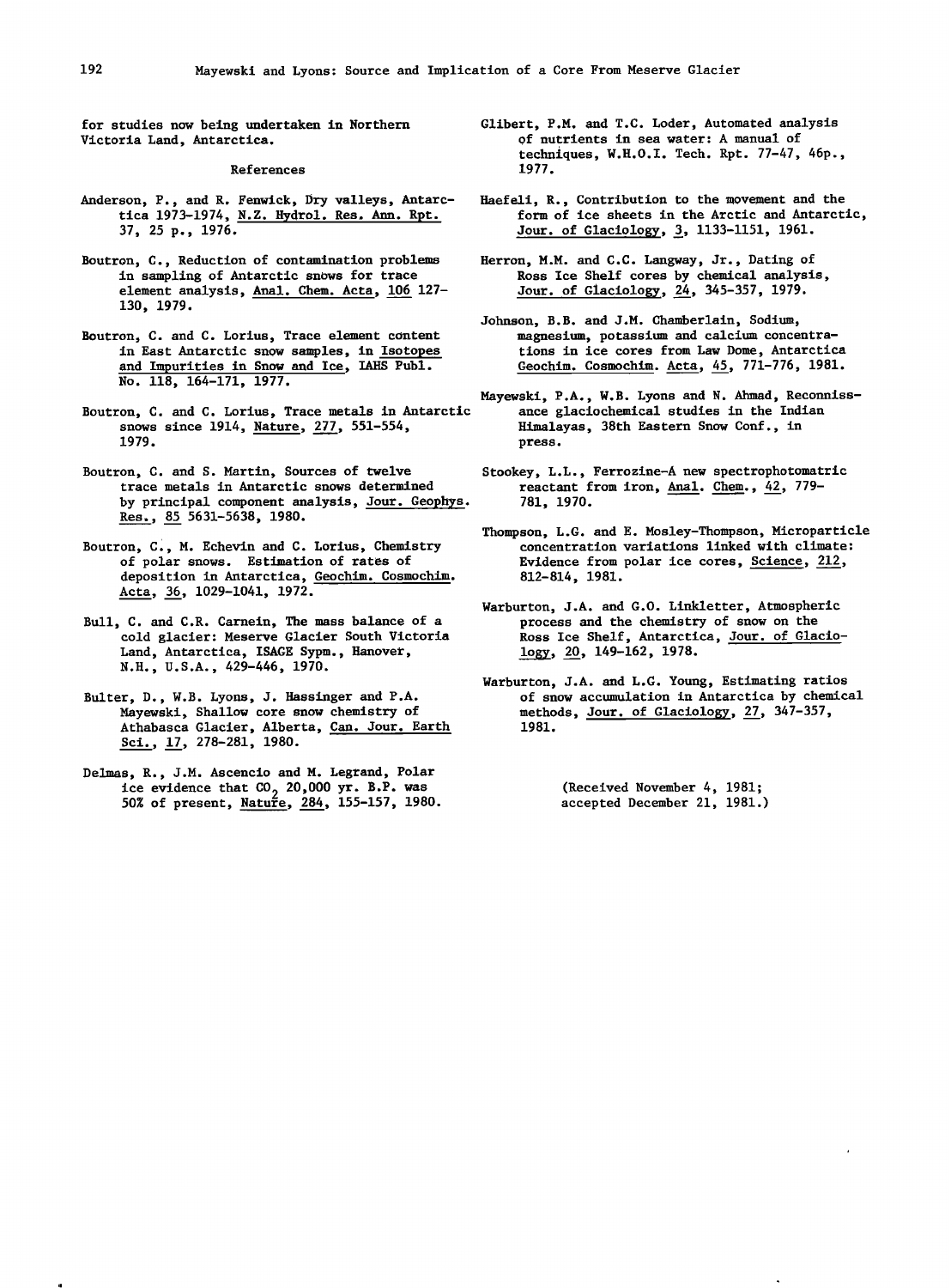for studies now being undertaken in Northern Victoria Land, Antarctica.

## References

Anderson, P., and R. Fenwick, Dry valleys, Antarctica 1973-1974, N.Z. Hydrol. Res. Ann. Rpt. 37, 25 p., 1976.

Boutron, C., Reduction of contamination problems in sampling of Antarctic snows for trace element analysis, Anal. Chem. Acta, 106 127-130, 1979.

Boutron, C. and C. Lorius, Trace element content in East Antarctic snow samples, in Isotopes and Impurities in Snow and Ice, IAHS Publ. No. 118, 164-171, 1977.

Boutron, C. and C. Lorius, Trace metals in Antarctic snows since 1914, Nature, 277, 551-554, 1979.

Boutron, C. and S. Martin, Sources of twelve trace metals in Antarctic snows determined by principal component analysis, Jour. Geophys. Res., 85 5631-5638, 1980.

Boutron, C., M. Echevin and C. Lorius, Chemistry of polar snows. Estimation of rates of deposition in Antarctica, Geochim. Cosmochim. Acta, 36, 1029-1041, 1972.

Bull, C. and C.R. Carnein, The mass balance of a cold glacier: Meserve Glacier South Victoria Land, Antarctica, ISAGE Sypm., Hanover, N.H., U.S.A., 429-446, 1970.

Bulter, D., W.B. Lyons, J. Hassinger and P.A. Mayewski, Shallow core snow chemistry of Athabasca Glacier, Alberta, Can. Jour. Earth Sci., 17, 278-281, 1980.

Delmas, R., J.M. Ascencio and M. Legrand, Polar ice evidence that $CO_2$ 20,000 yr. B.P. was 50% of present, Nature, 284, 155-157, 1980.

Glibert, P.M. and T.C. Loder, Automated analysis of nutrients in sea water: A manual of techniques, W.H.O.I. Tech. Rpt. 77-47, 46p., 1977.

Haefeli, R., Contribution to the movement and the form of ice sheets in the Arctic and Antarctic, Jour. of Glaciology, 3, 1133-1151, 1961.

Herron, M.M. and C.C. Langway, Jr., Dating of Ross Ice Shelf cores by chemical analysis, Jour. of Glaciology, 24, 345-357, 1979.

Johnson, B.B. and J.M. Chamberlain, Sodium, magnesium, potassium and calcium concentrations in ice cores from Law Dome, Antarctica Geochim. Cosmochim. Acta, 45, 771-776, 1981.

Mayewski, P.A., W.B. Lyons and N. Ahmad, Reconnissance glaciochemical studies in the Indian Himalayas, 38th Eastern Snow Conf., in press.

Stookey, L.L., Ferrozine-A new spectrophotomatric reactant from iron, Anal. Chem., 42, 779-781, 1970.

Thompson, L.G. and E. Mosley-Thompson, Microparticle concentration variations linked with climate: Evidence from polar ice cores, Science, 212, 812-814, 1981.

Warburton, J.A. and G.O. Linkletter, Atmospheric process and the chemistry of snow on the Ross Ice Shelf, Antarctica, Jour. of Glaciology, 20, 149-162, 1978.

Warburton, J.A. and L.G. Young, Estimating ratios of snow accumulation in Antarctica by chemical methods, Jour. of Glaciology, 27, 347-357, 1981.

(Received November 4, 1981; accepted December 21, 1981.)